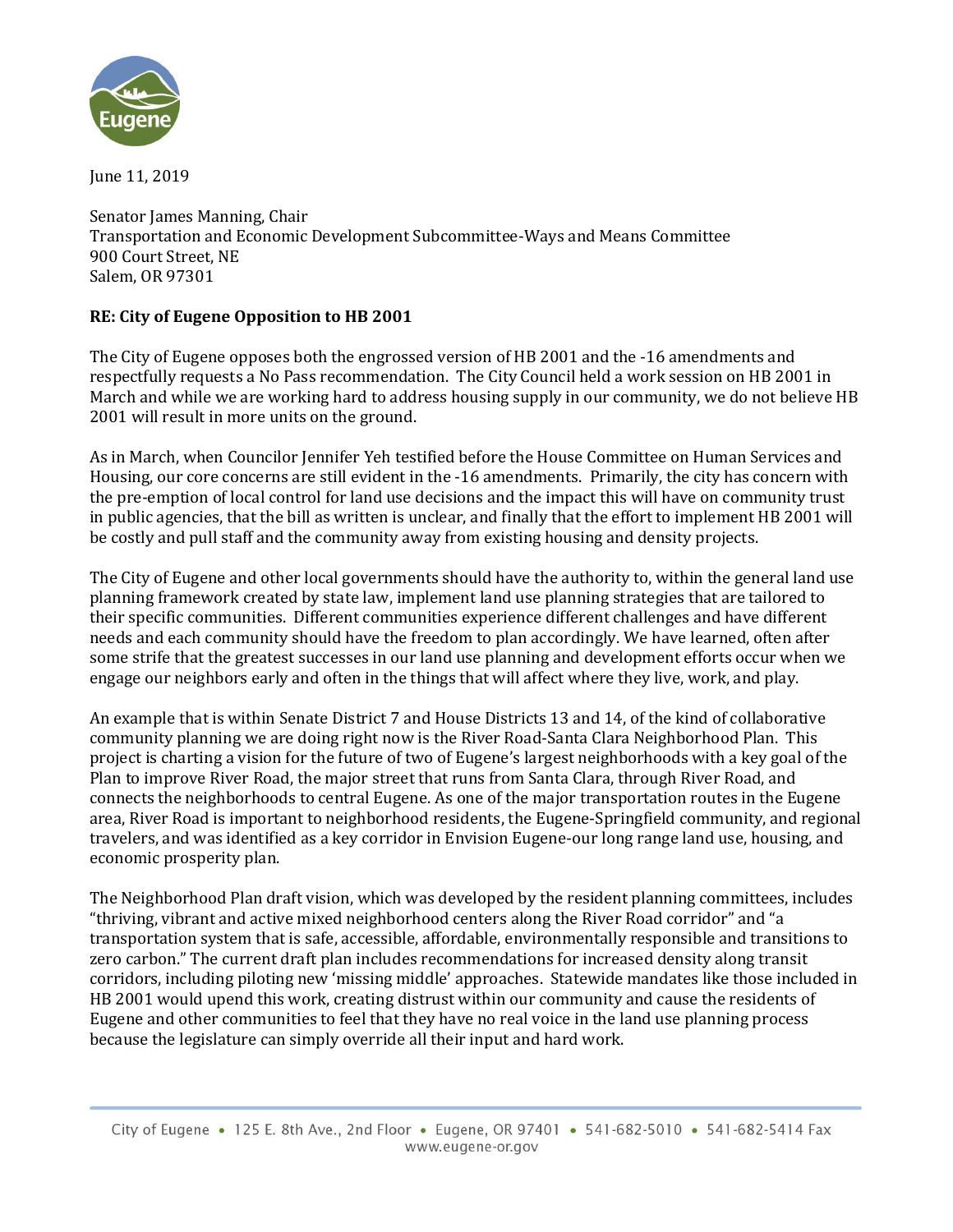June 11, 2019

Senator James Manning, Chair
Transportation and Economic Development Subcommittee-Ways and Means Committee
900 Court Street, NE
Salem, OR 97301

**RE: City of Eugene Opposition to HB 2001**

The City of Eugene opposes both the engrossed version of HB 2001 and the -16 amendments and respectfully requests a No Pass recommendation. The City Council held a work session on HB 2001 in March and while we are working hard to address housing supply in our community, we do not believe HB 2001 will result in more units on the ground.

As in March, when Councilor Jennifer Yeh testified before the House Committee on Human Services and Housing, our core concerns are still evident in the -16 amendments. Primarily, the city has concern with the pre-emption of local control for land use decisions and the impact this will have on community trust in public agencies, that the bill as written is unclear, and finally that the effort to implement HB 2001 will be costly and pull staff and the community away from existing housing and density projects.

The City of Eugene and other local governments should have the authority to, within the general land use planning framework created by state law, implement land use planning strategies that are tailored to their specific communities. Different communities experience different challenges and have different needs and each community should have the freedom to plan accordingly. We have learned, often after some strife that the greatest successes in our land use planning and development efforts occur when we engage our neighbors early and often in the things that will affect where they live, work, and play.

An example that is within Senate District 7 and House Districts 13 and 14, of the kind of collaborative community planning we are doing right now is the River Road-Santa Clara Neighborhood Plan. This project is charting a vision for the future of two of Eugene's largest neighborhoods with a key goal of the Plan to improve River Road, the major street that runs from Santa Clara, through River Road, and connects the neighborhoods to central Eugene. As one of the major transportation routes in the Eugene area, River Road is important to neighborhood residents, the Eugene-Springfield community, and regional travelers, and was identified as a key corridor in Envision Eugene-our long range land use, housing, and economic prosperity plan.

The Neighborhood Plan draft vision, which was developed by the resident planning committees, includes "thriving, vibrant and active mixed neighborhood centers along the River Road corridor" and "a transportation system that is safe, accessible, affordable, environmentally responsible and transitions to zero carbon." The current draft plan includes recommendations for increased density along transit corridors, including piloting new 'missing middle' approaches. Statewide mandates like those included in HB 2001 would upend this work, creating distrust within our community and cause the residents of Eugene and other communities to feel that they have no real voice in the land use planning process because the legislature can simply override all their input and hard work.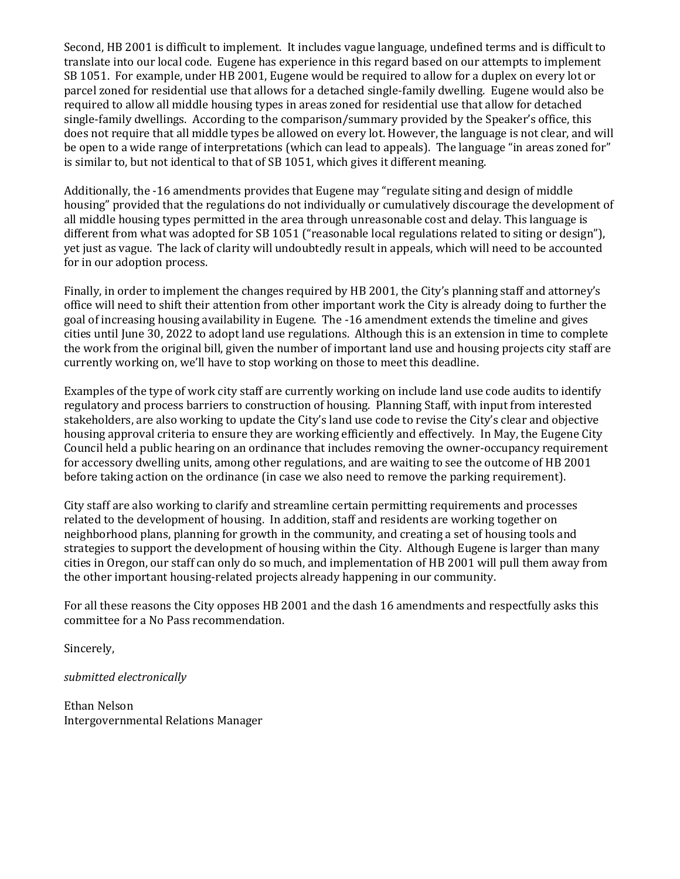Second, HB 2001 is difficult to implement. It includes vague language, undefined terms and is difficult to translate into our local code. Eugene has experience in this regard based on our attempts to implement SB 1051. For example, under HB 2001, Eugene would be required to allow for a duplex on every lot or parcel zoned for residential use that allows for a detached single-family dwelling. Eugene would also be required to allow all middle housing types in areas zoned for residential use that allow for detached single-family dwellings. According to the comparison/summary provided by the Speaker's office, this does not require that all middle types be allowed on every lot. However, the language is not clear, and will be open to a wide range of interpretations (which can lead to appeals). The language "in areas zoned for" is similar to, but not identical to that of SB 1051, which gives it different meaning.

Additionally, the -16 amendments provides that Eugene may "regulate siting and design of middle housing" provided that the regulations do not individually or cumulatively discourage the development of all middle housing types permitted in the area through unreasonable cost and delay. This language is different from what was adopted for SB 1051 ("reasonable local regulations related to siting or design"), yet just as vague. The lack of clarity will undoubtedly result in appeals, which will need to be accounted for in our adoption process.

Finally, in order to implement the changes required by HB 2001, the City's planning staff and attorney's office will need to shift their attention from other important work the City is already doing to further the goal of increasing housing availability in Eugene. The -16 amendment extends the timeline and gives cities until June 30, 2022 to adopt land use regulations. Although this is an extension in time to complete the work from the original bill, given the number of important land use and housing projects city staff are currently working on, we'll have to stop working on those to meet this deadline.

Examples of the type of work city staff are currently working on include land use code audits to identify regulatory and process barriers to construction of housing. Planning Staff, with input from interested stakeholders, are also working to update the City's land use code to revise the City's clear and objective housing approval criteria to ensure they are working efficiently and effectively. In May, the Eugene City Council held a public hearing on an ordinance that includes removing the owner-occupancy requirement for accessory dwelling units, among other regulations, and are waiting to see the outcome of HB 2001 before taking action on the ordinance (in case we also need to remove the parking requirement).

City staff are also working to clarify and streamline certain permitting requirements and processes related to the development of housing. In addition, staff and residents are working together on neighborhood plans, planning for growth in the community, and creating a set of housing tools and strategies to support the development of housing within the City. Although Eugene is larger than many cities in Oregon, our staff can only do so much, and implementation of HB 2001 will pull them away from the other important housing-related projects already happening in our community.

For all these reasons the City opposes HB 2001 and the dash 16 amendments and respectfully asks this committee for a No Pass recommendation.

Sincerely,

*submitted electronically*

Ethan Nelson
Intergovernmental Relations Manager